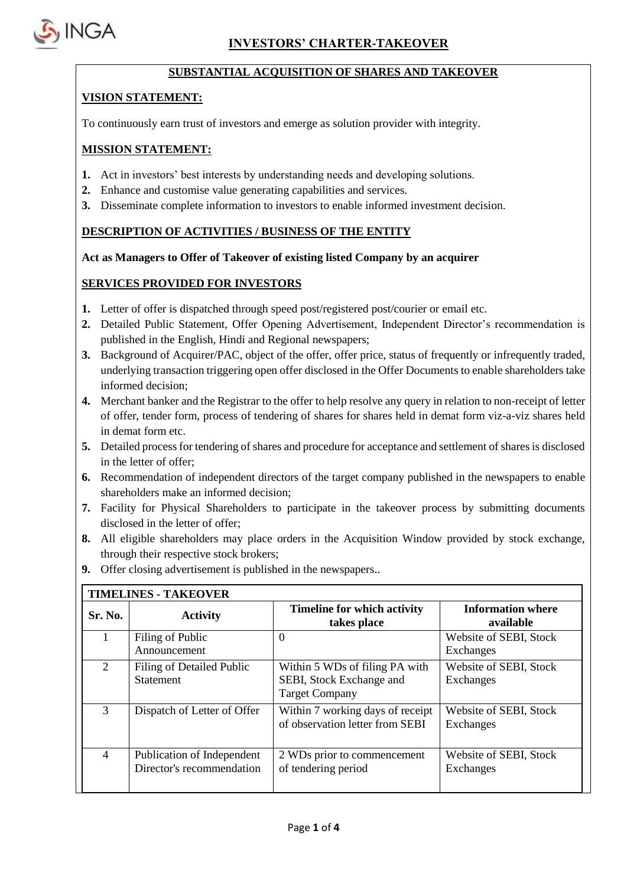# INVESTORS' CHARTER-TAKEOVER

## SUBSTANTIAL ACQUISITION OF SHARES AND TAKEOVER

### VISION STATEMENT:

To continuously earn trust of investors and emerge as solution provider with integrity.

### MISSION STATEMENT:

1. Act in investors' best interests by understanding needs and developing solutions.
2. Enhance and customise value generating capabilities and services.
3. Disseminate complete information to investors to enable informed investment decision.

### DESCRIPTION OF ACTIVITIES / BUSINESS OF THE ENTITY

**Act as Managers to Offer of Takeover of existing listed Company by an acquirer**

### SERVICES PROVIDED FOR INVESTORS

1. Letter of offer is dispatched through speed post/registered post/courier or email etc.
2. Detailed Public Statement, Offer Opening Advertisement, Independent Director's recommendation is published in the English, Hindi and Regional newspapers;
3. Background of Acquirer/PAC, object of the offer, offer price, status of frequently or infrequently traded, underlying transaction triggering open offer disclosed in the Offer Documents to enable shareholders take informed decision;
4. Merchant banker and the Registrar to the offer to help resolve any query in relation to non-receipt of letter of offer, tender form, process of tendering of shares for shares held in demat form viz-a-viz shares held in demat form etc.
5. Detailed process for tendering of shares and procedure for acceptance and settlement of shares is disclosed in the letter of offer;
6. Recommendation of independent directors of the target company published in the newspapers to enable shareholders make an informed decision;
7. Facility for Physical Shareholders to participate in the takeover process by submitting documents disclosed in the letter of offer;
8. All eligible shareholders may place orders in the Acquisition Window provided by stock exchange, through their respective stock brokers;
9. Offer closing advertisement is published in the newspapers..

**TIMELINES - TAKEOVER**

| Sr. No. | Activity | Timeline for which activity takes place | Information where available |
|---|---|---|---|
| 1 | Filing of Public Announcement | 0 | Website of SEBI, Stock Exchanges |
| 2 | Filing of Detailed Public Statement | Within 5 WDs of filing PA with SEBI, Stock Exchange and Target Company | Website of SEBI, Stock Exchanges |
| 3 | Dispatch of Letter of Offer | Within 7 working days of receipt of observation letter from SEBI | Website of SEBI, Stock Exchanges |
| 4 | Publication of Independent Director's recommendation | 2 WDs prior to commencement of tendering period | Website of SEBI, Stock Exchanges |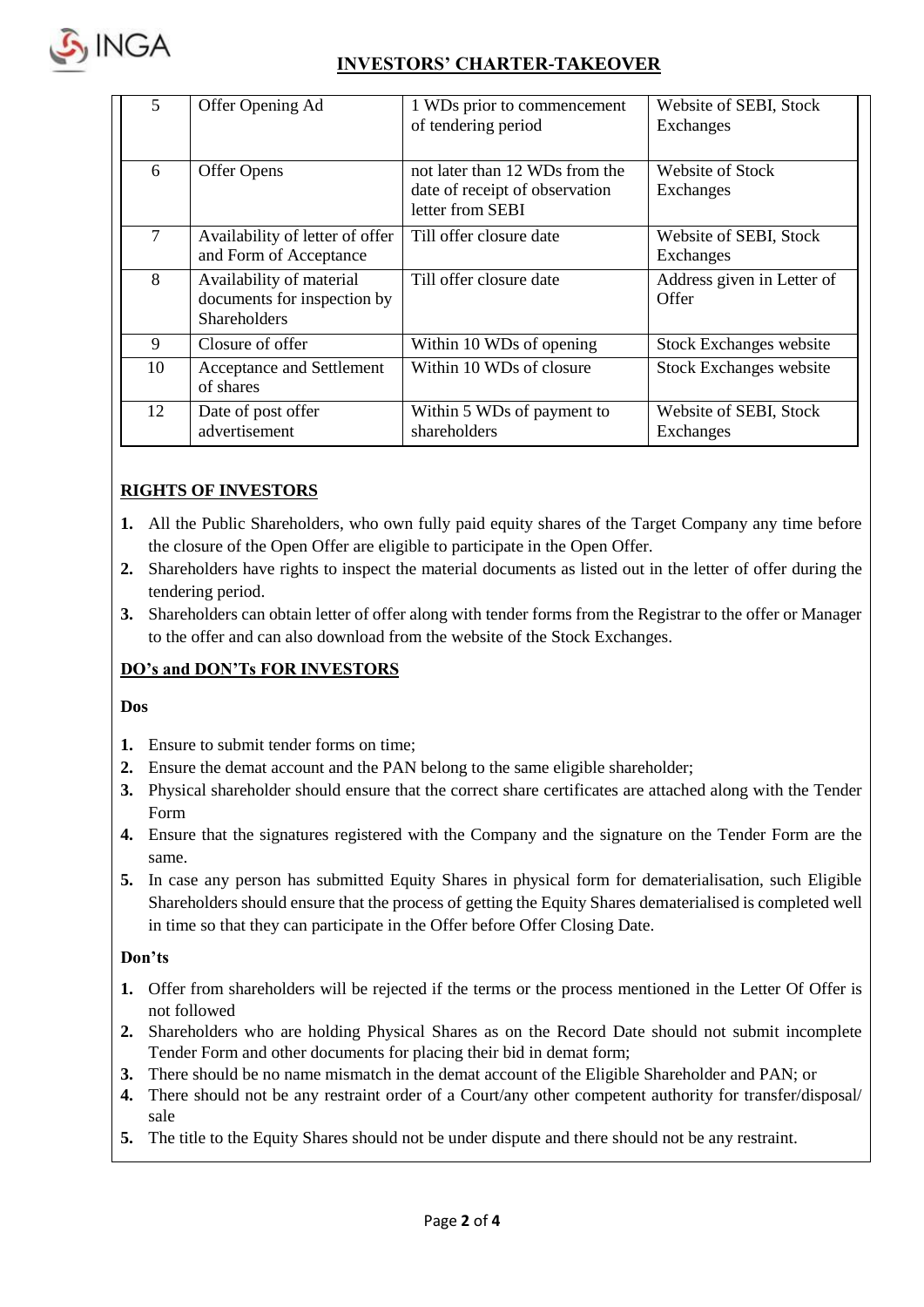| 5 | Offer Opening Ad | 1 WDs prior to commencement of tendering period | Website of SEBI, Stock Exchanges |
|---|---|---|---|
| 6 | Offer Opens | not later than 12 WDs from the date of receipt of observation letter from SEBI | Website of Stock Exchanges |
| 7 | Availability of letter of offer and Form of Acceptance | Till offer closure date | Website of SEBI, Stock Exchanges |
| 8 | Availability of material documents for inspection by Shareholders | Till offer closure date | Address given in Letter of Offer |
| 9 | Closure of offer | Within 10 WDs of opening | Stock Exchanges website |
| 10 | Acceptance and Settlement of shares | Within 10 WDs of closure | Stock Exchanges website |
| 12 | Date of post offer advertisement | Within 5 WDs of payment to shareholders | Website of SEBI, Stock Exchanges |

## RIGHTS OF INVESTORS

1. All the Public Shareholders, who own fully paid equity shares of the Target Company any time before the closure of the Open Offer are eligible to participate in the Open Offer.
2. Shareholders have rights to inspect the material documents as listed out in the letter of offer during the tendering period.
3. Shareholders can obtain letter of offer along with tender forms from the Registrar to the offer or Manager to the offer and can also download from the website of the Stock Exchanges.

## DO's and DON'Ts FOR INVESTORS

**Dos**

1. Ensure to submit tender forms on time;
2. Ensure the demat account and the PAN belong to the same eligible shareholder;
3. Physical shareholder should ensure that the correct share certificates are attached along with the Tender Form
4. Ensure that the signatures registered with the Company and the signature on the Tender Form are the same.
5. In case any person has submitted Equity Shares in physical form for dematerialisation, such Eligible Shareholders should ensure that the process of getting the Equity Shares dematerialised is completed well in time so that they can participate in the Offer before Offer Closing Date.

**Don'ts**

1. Offer from shareholders will be rejected if the terms or the process mentioned in the Letter Of Offer is not followed
2. Shareholders who are holding Physical Shares as on the Record Date should not submit incomplete Tender Form and other documents for placing their bid in demat form;
3. There should be no name mismatch in the demat account of the Eligible Shareholder and PAN; or
4. There should not be any restraint order of a Court/any other competent authority for transfer/disposal/ sale
5. The title to the Equity Shares should not be under dispute and there should not be any restraint.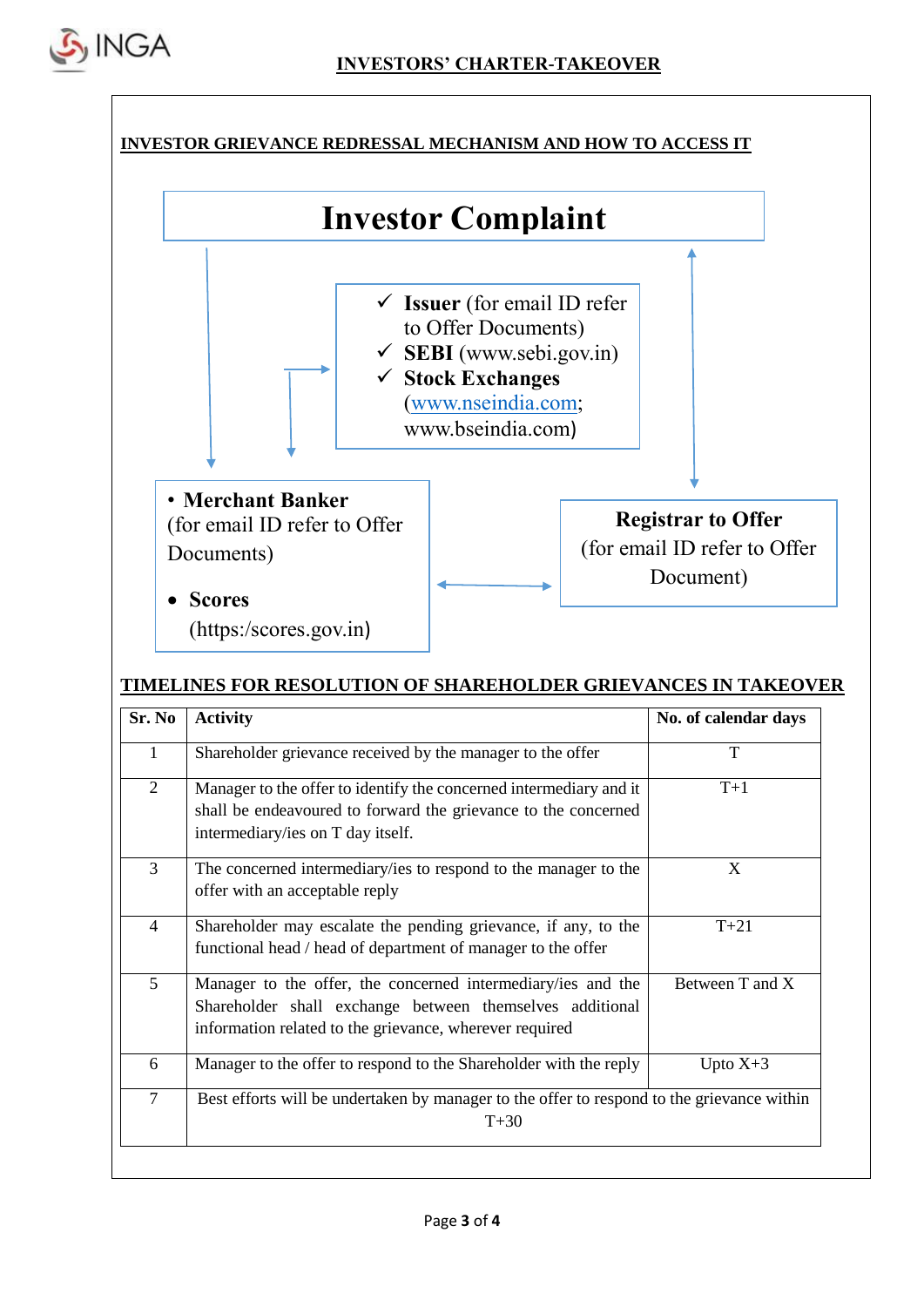## INVESTORS' CHARTER-TAKEOVER

### INVESTOR GRIEVANCE REDRESSAL MECHANISM AND HOW TO ACCESS IT

**Investor Complaint**

- ✓ **Issuer** (for email ID refer to Offer Documents)
- ✓ **SEBI** (www.sebi.gov.in)
- ✓ **Stock Exchanges** (www.nseindia.com; www.bseindia.com)

- **Merchant Banker** (for email ID refer to Offer Documents)
- **Scores** (https:/scores.gov.in)

**Registrar to Offer** (for email ID refer to Offer Document)

### TIMELINES FOR RESOLUTION OF SHAREHOLDER GRIEVANCES IN TAKEOVER

| Sr. No | Activity | No. of calendar days |
|---|---|---|
| 1 | Shareholder grievance received by the manager to the offer | T |
| 2 | Manager to the offer to identify the concerned intermediary and it shall be endeavoured to forward the grievance to the concerned intermediary/ies on T day itself. | T+1 |
| 3 | The concerned intermediary/ies to respond to the manager to the offer with an acceptable reply | X |
| 4 | Shareholder may escalate the pending grievance, if any, to the functional head / head of department of manager to the offer | T+21 |
| 5 | Manager to the offer, the concerned intermediary/ies and the Shareholder shall exchange between themselves additional information related to the grievance, wherever required | Between T and X |
| 6 | Manager to the offer to respond to the Shareholder with the reply | Upto X+3 |
| 7 | Best efforts will be undertaken by manager to the offer to respond to the grievance within T+30 | |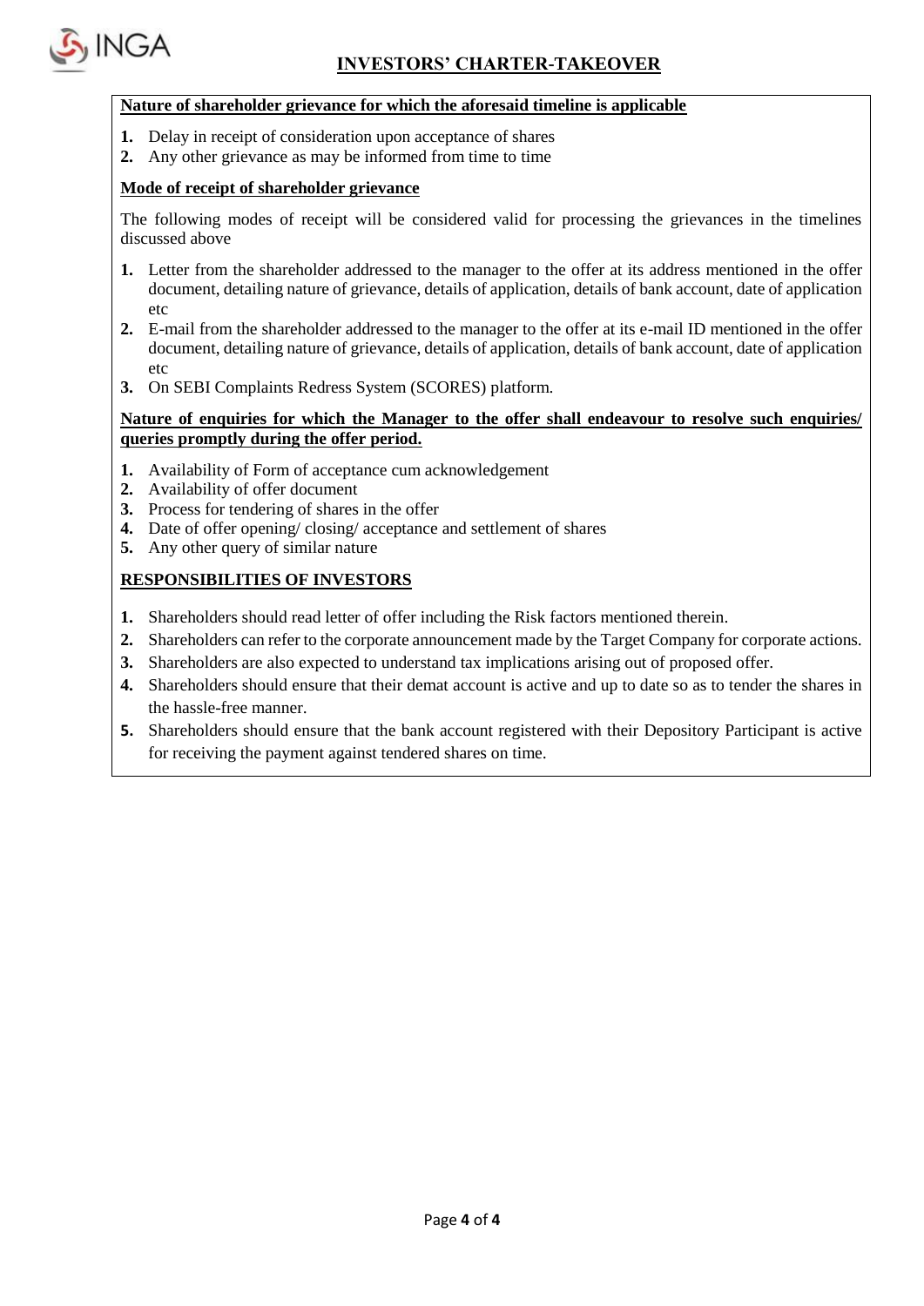**Nature of shareholder grievance for which the aforesaid timeline is applicable**

1. Delay in receipt of consideration upon acceptance of shares
2. Any other grievance as may be informed from time to time

**Mode of receipt of shareholder grievance**

The following modes of receipt will be considered valid for processing the grievances in the timelines discussed above

1. Letter from the shareholder addressed to the manager to the offer at its address mentioned in the offer document, detailing nature of grievance, details of application, details of bank account, date of application etc
2. E-mail from the shareholder addressed to the manager to the offer at its e-mail ID mentioned in the offer document, detailing nature of grievance, details of application, details of bank account, date of application etc
3. On SEBI Complaints Redress System (SCORES) platform.

**Nature of enquiries for which the Manager to the offer shall endeavour to resolve such enquiries/ queries promptly during the offer period.**

1. Availability of Form of acceptance cum acknowledgement
2. Availability of offer document
3. Process for tendering of shares in the offer
4. Date of offer opening/ closing/ acceptance and settlement of shares
5. Any other query of similar nature

## RESPONSIBILITIES OF INVESTORS

1. Shareholders should read letter of offer including the Risk factors mentioned therein.
2. Shareholders can refer to the corporate announcement made by the Target Company for corporate actions.
3. Shareholders are also expected to understand tax implications arising out of proposed offer.
4. Shareholders should ensure that their demat account is active and up to date so as to tender the shares in the hassle-free manner.
5. Shareholders should ensure that the bank account registered with their Depository Participant is active for receiving the payment against tendered shares on time.